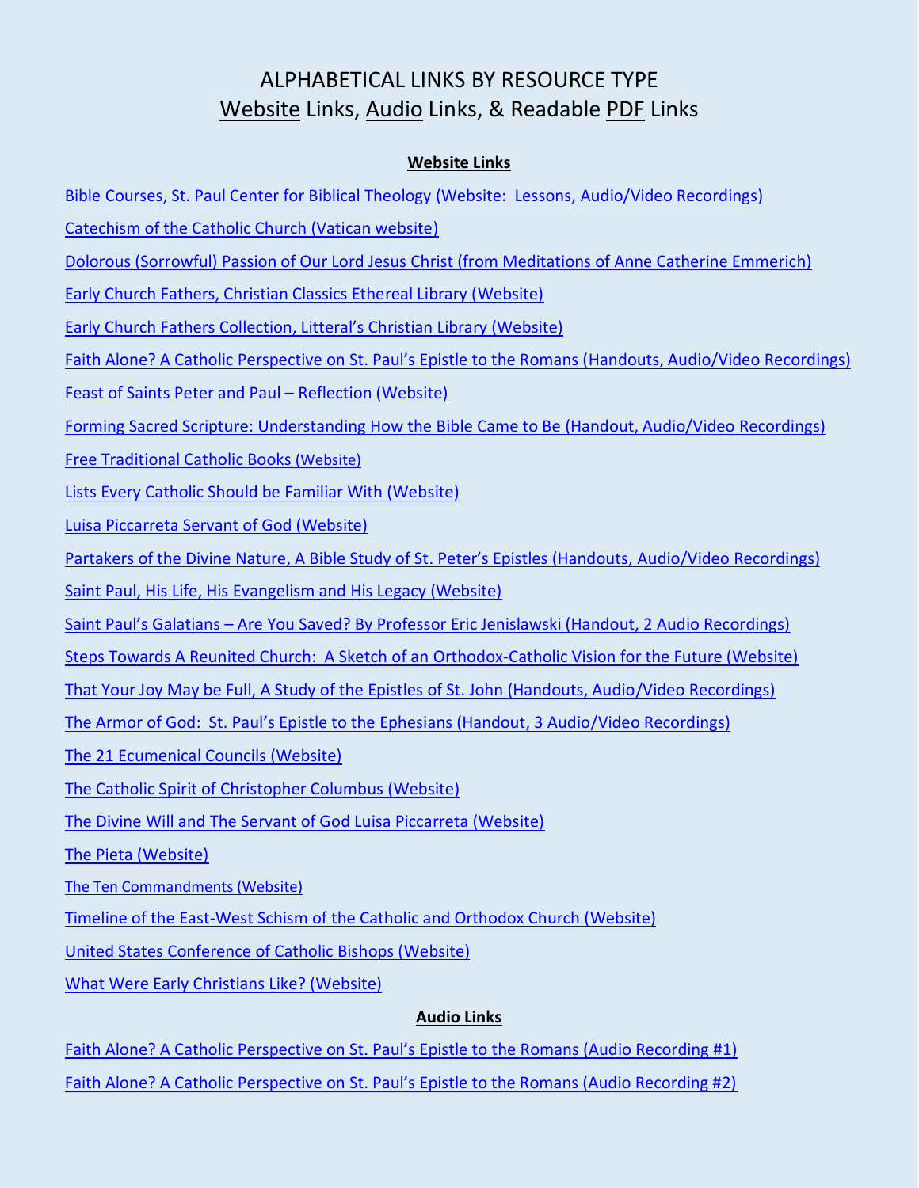# ALPHABETICAL LINKS BY RESOURCE TYPE

## Website Links, Audio Links, & Readable PDF Links

### Website Links

Bible Courses, St. Paul Center for Biblical Theology (Website: Lessons, Audio/Video Recordings)

Catechism of the Catholic Church (Vatican website)

Dolorous (Sorrowful) Passion of Our Lord Jesus Christ (from Meditations of Anne Catherine Emmerich)

Early Church Fathers, Christian Classics Ethereal Library (Website)

Early Church Fathers Collection, Litteral's Christian Library (Website)

Faith Alone? A Catholic Perspective on St. Paul's Epistle to the Romans (Handouts, Audio/Video Recordings)

Feast of Saints Peter and Paul – Reflection (Website)

Forming Sacred Scripture: Understanding How the Bible Came to Be (Handout, Audio/Video Recordings)

Free Traditional Catholic Books (Website)

Lists Every Catholic Should be Familiar With (Website)

Luisa Piccarreta Servant of God (Website)

Partakers of the Divine Nature, A Bible Study of St. Peter's Epistles (Handouts, Audio/Video Recordings)

Saint Paul, His Life, His Evangelism and His Legacy (Website)

Saint Paul's Galatians – Are You Saved? By Professor Eric Jenislawski (Handout, 2 Audio Recordings)

Steps Towards A Reunited Church: A Sketch of an Orthodox-Catholic Vision for the Future (Website)

That Your Joy May be Full, A Study of the Epistles of St. John (Handouts, Audio/Video Recordings)

The Armor of God: St. Paul's Epistle to the Ephesians (Handout, 3 Audio/Video Recordings)

The 21 Ecumenical Councils (Website)

The Catholic Spirit of Christopher Columbus (Website)

The Divine Will and The Servant of God Luisa Piccarreta (Website)

The Pieta (Website)

The Ten Commandments (Website)

Timeline of the East-West Schism of the Catholic and Orthodox Church (Website)

United States Conference of Catholic Bishops (Website)

What Were Early Christians Like? (Website)

### Audio Links

Faith Alone? A Catholic Perspective on St. Paul's Epistle to the Romans (Audio Recording #1)

Faith Alone? A Catholic Perspective on St. Paul's Epistle to the Romans (Audio Recording #2)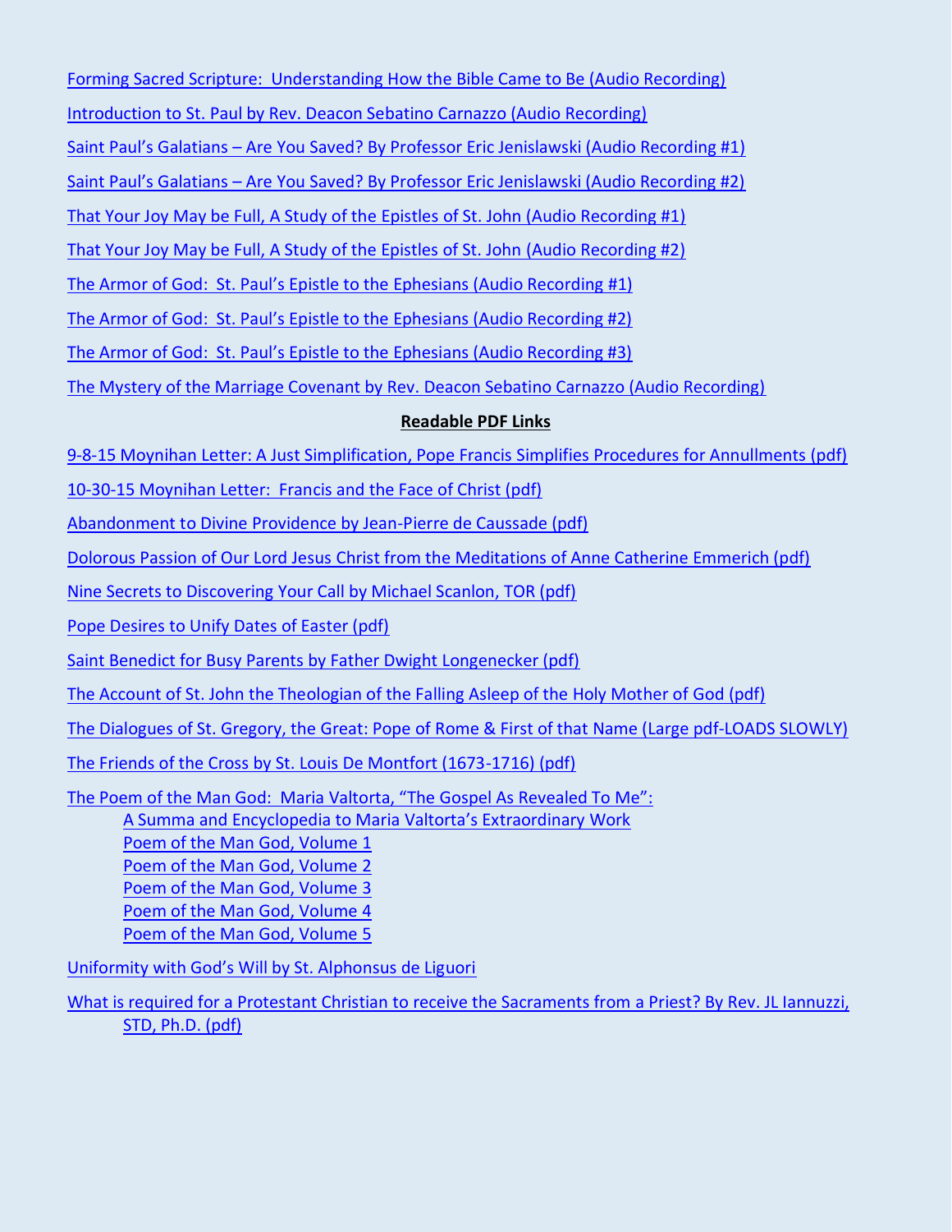Forming Sacred Scripture: Understanding How the Bible Came to Be (Audio Recording)

Introduction to St. Paul by Rev. Deacon Sebatino Carnazzo (Audio Recording)

Saint Paul's Galatians – Are You Saved? By Professor Eric Jenislawski (Audio Recording #1)

Saint Paul's Galatians – Are You Saved? By Professor Eric Jenislawski (Audio Recording #2)

That Your Joy May be Full, A Study of the Epistles of St. John (Audio Recording #1)

That Your Joy May be Full, A Study of the Epistles of St. John (Audio Recording #2)

The Armor of God: St. Paul's Epistle to the Ephesians (Audio Recording #1)

The Armor of God: St. Paul's Epistle to the Ephesians (Audio Recording #2)

The Armor of God: St. Paul's Epistle to the Ephesians (Audio Recording #3)

The Mystery of the Marriage Covenant by Rev. Deacon Sebatino Carnazzo (Audio Recording)

**Readable PDF Links**

9-8-15 Moynihan Letter: A Just Simplification, Pope Francis Simplifies Procedures for Annullments (pdf)

10-30-15 Moynihan Letter: Francis and the Face of Christ (pdf)

Abandonment to Divine Providence by Jean-Pierre de Caussade (pdf)

Dolorous Passion of Our Lord Jesus Christ from the Meditations of Anne Catherine Emmerich (pdf)

Nine Secrets to Discovering Your Call by Michael Scanlon, TOR (pdf)

Pope Desires to Unify Dates of Easter (pdf)

Saint Benedict for Busy Parents by Father Dwight Longenecker (pdf)

The Account of St. John the Theologian of the Falling Asleep of the Holy Mother of God (pdf)

The Dialogues of St. Gregory, the Great: Pope of Rome & First of that Name (Large pdf-LOADS SLOWLY)

The Friends of the Cross by St. Louis De Montfort (1673-1716) (pdf)

The Poem of the Man God: Maria Valtorta, "The Gospel As Revealed To Me":
- A Summa and Encyclopedia to Maria Valtorta's Extraordinary Work
- Poem of the Man God, Volume 1
- Poem of the Man God, Volume 2
- Poem of the Man God, Volume 3
- Poem of the Man God, Volume 4
- Poem of the Man God, Volume 5

Uniformity with God's Will by St. Alphonsus de Liguori

What is required for a Protestant Christian to receive the Sacraments from a Priest? By Rev. JL Iannuzzi, STD, Ph.D. (pdf)